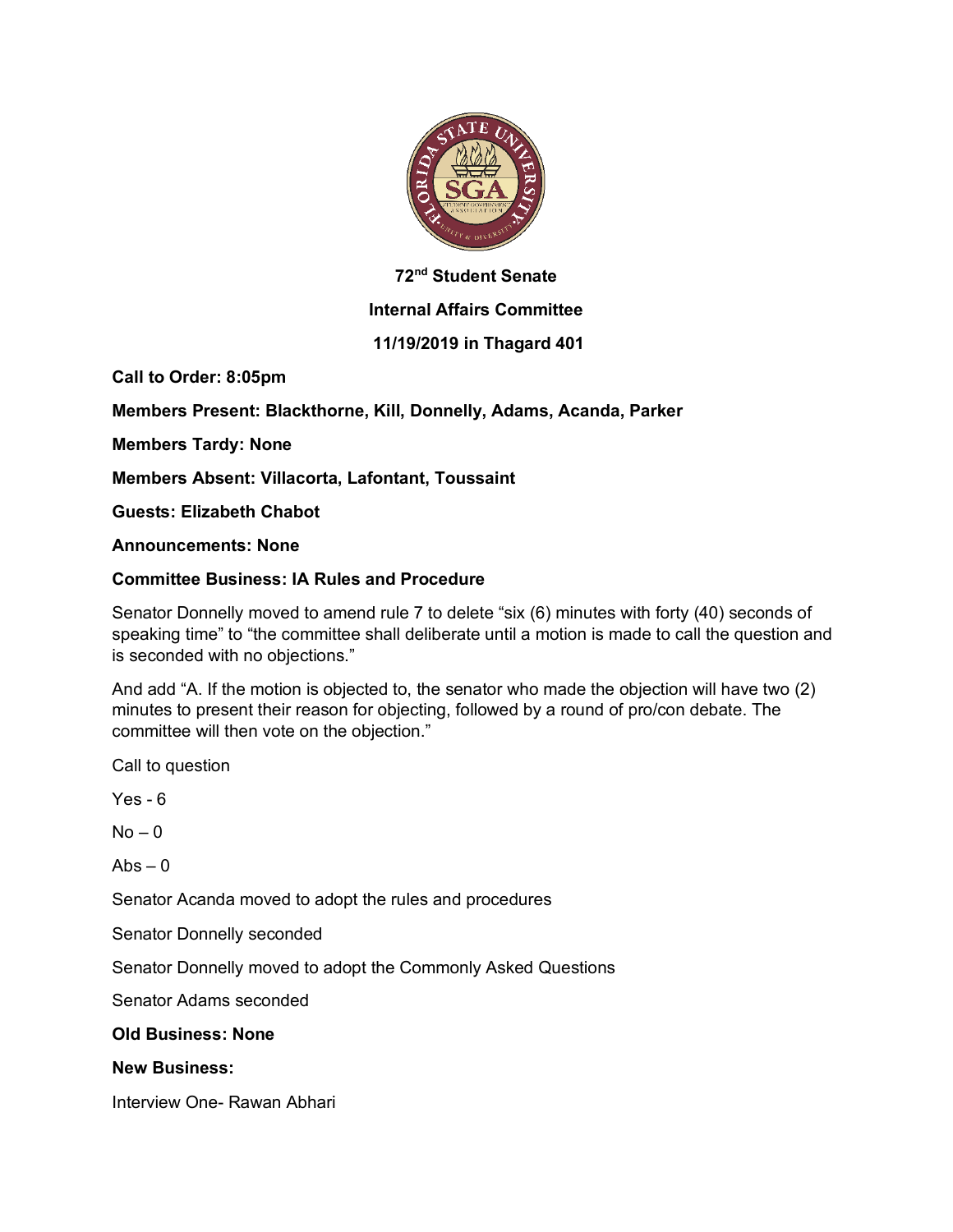**72nd Student Senate**

**Internal Affairs Committee**

**11/19/2019 in Thagard 401**

**Call to Order: 8:05pm**

**Members Present: Blackthorne, Kill, Donnelly, Adams, Acanda, Parker**

**Members Tardy: None**

**Members Absent: Villacorta, Lafontant, Toussaint**

**Guests: Elizabeth Chabot**

**Announcements: None**

**Committee Business: IA Rules and Procedure**

Senator Donnelly moved to amend rule 7 to delete "six (6) minutes with forty (40) seconds of speaking time" to "the committee shall deliberate until a motion is made to call the question and is seconded with no objections."

And add "A. If the motion is objected to, the senator who made the objection will have two (2) minutes to present their reason for objecting, followed by a round of pro/con debate. The committee will then vote on the objection."

Call to question

Yes - 6

No – 0

Abs – 0

Senator Acanda moved to adopt the rules and procedures

Senator Donnelly seconded

Senator Donnelly moved to adopt the Commonly Asked Questions

Senator Adams seconded

**Old Business: None**

**New Business:**

Interview One- Rawan Abhari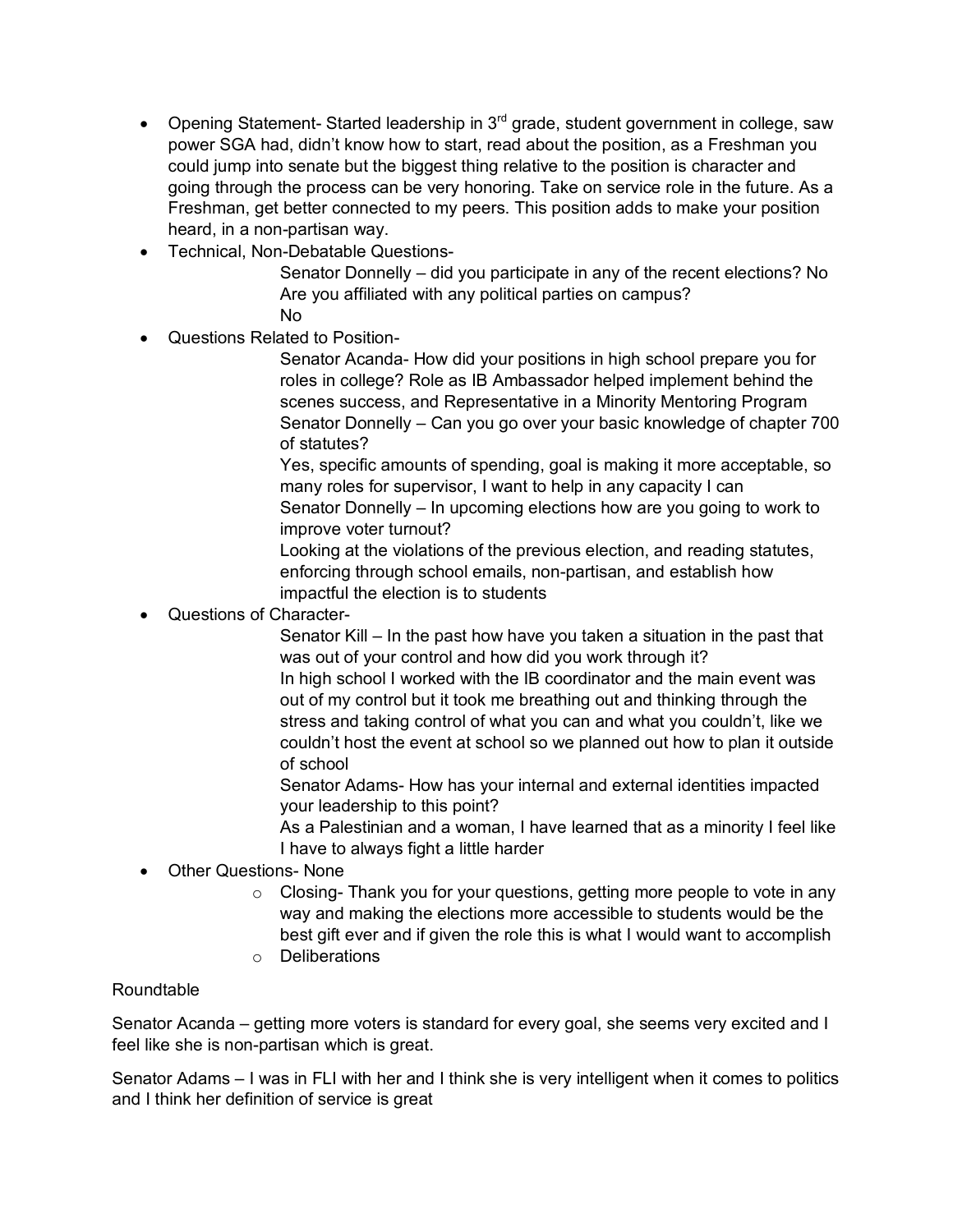- Opening Statement- Started leadership in 3rd grade, student government in college, saw power SGA had, didn't know how to start, read about the position, as a Freshman you could jump into senate but the biggest thing relative to the position is character and going through the process can be very honoring. Take on service role in the future. As a Freshman, get better connected to my peers. This position adds to make your position heard, in a non-partisan way.
- Technical, Non-Debatable Questions-

  Senator Donnelly – did you participate in any of the recent elections? No

  Are you affiliated with any political parties on campus?

  No
- Questions Related to Position-

  Senator Acanda- How did your positions in high school prepare you for roles in college? Role as IB Ambassador helped implement behind the scenes success, and Representative in a Minority Mentoring Program

  Senator Donnelly – Can you go over your basic knowledge of chapter 700 of statutes?

  Yes, specific amounts of spending, goal is making it more acceptable, so many roles for supervisor, I want to help in any capacity I can

  Senator Donnelly – In upcoming elections how are you going to work to improve voter turnout?

  Looking at the violations of the previous election, and reading statutes, enforcing through school emails, non-partisan, and establish how impactful the election is to students
- Questions of Character-

  Senator Kill – In the past how have you taken a situation in the past that was out of your control and how did you work through it?

  In high school I worked with the IB coordinator and the main event was out of my control but it took me breathing out and thinking through the stress and taking control of what you can and what you couldn't, like we couldn't host the event at school so we planned out how to plan it outside of school

  Senator Adams- How has your internal and external identities impacted your leadership to this point?

  As a Palestinian and a woman, I have learned that as a minority I feel like I have to always fight a little harder
- Other Questions- None
  - Closing- Thank you for your questions, getting more people to vote in any way and making the elections more accessible to students would be the best gift ever and if given the role this is what I would want to accomplish
  - Deliberations

Roundtable

Senator Acanda – getting more voters is standard for every goal, she seems very excited and I feel like she is non-partisan which is great.

Senator Adams – I was in FLI with her and I think she is very intelligent when it comes to politics and I think her definition of service is great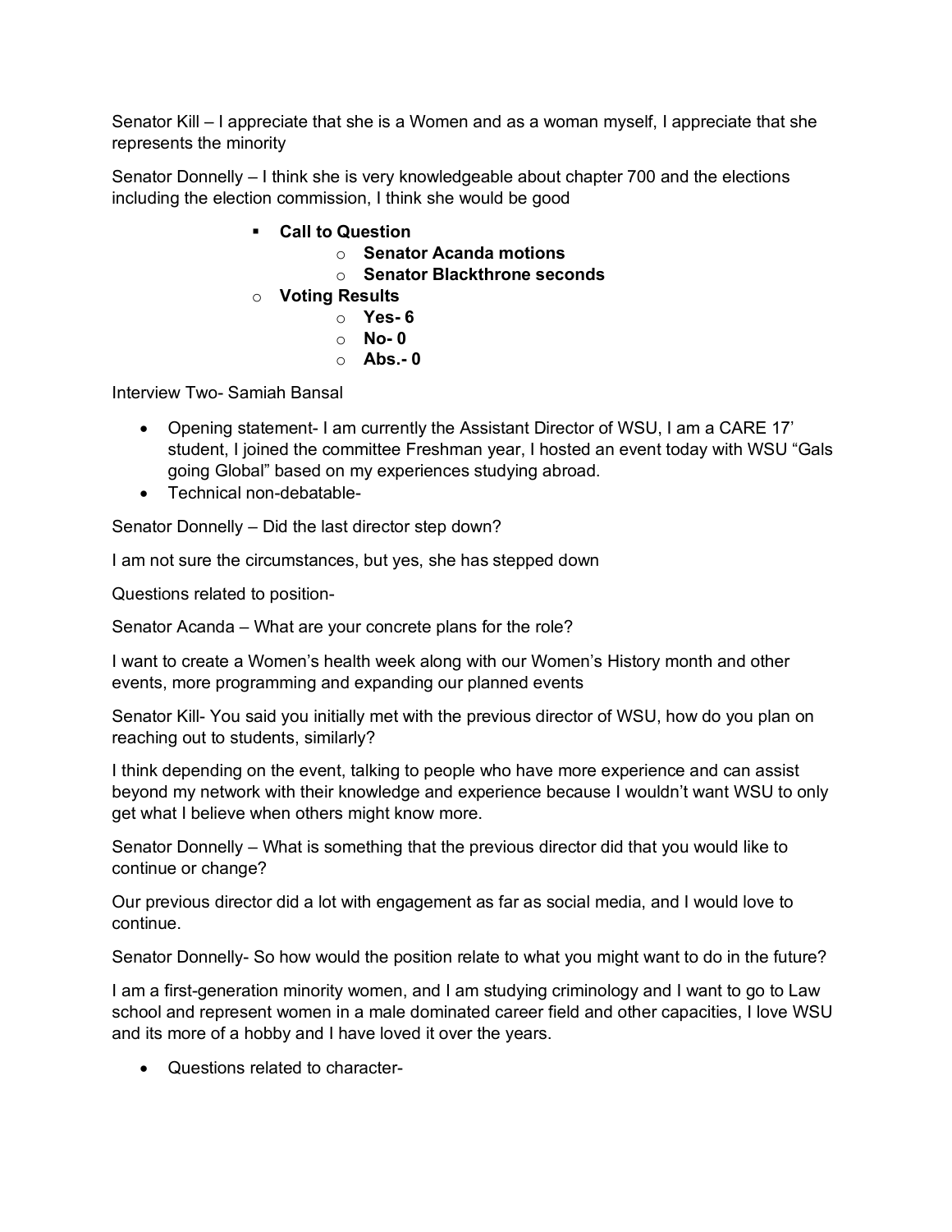Senator Kill – I appreciate that she is a Women and as a woman myself, I appreciate that she represents the minority

Senator Donnelly – I think she is very knowledgeable about chapter 700 and the elections including the election commission, I think she would be good

- **Call to Question**
  - **Senator Acanda motions**
  - **Senator Blackthrone seconds**
- **Voting Results**
  - **Yes- 6**
  - **No- 0**
  - **Abs.- 0**

Interview Two- Samiah Bansal

- Opening statement- I am currently the Assistant Director of WSU, I am a CARE 17' student, I joined the committee Freshman year, I hosted an event today with WSU "Gals going Global" based on my experiences studying abroad.
- Technical non-debatable-

Senator Donnelly – Did the last director step down?

I am not sure the circumstances, but yes, she has stepped down

Questions related to position-

Senator Acanda – What are your concrete plans for the role?

I want to create a Women's health week along with our Women's History month and other events, more programming and expanding our planned events

Senator Kill- You said you initially met with the previous director of WSU, how do you plan on reaching out to students, similarly?

I think depending on the event, talking to people who have more experience and can assist beyond my network with their knowledge and experience because I wouldn't want WSU to only get what I believe when others might know more.

Senator Donnelly – What is something that the previous director did that you would like to continue or change?

Our previous director did a lot with engagement as far as social media, and I would love to continue.

Senator Donnelly- So how would the position relate to what you might want to do in the future?

I am a first-generation minority women, and I am studying criminology and I want to go to Law school and represent women in a male dominated career field and other capacities, I love WSU and its more of a hobby and I have loved it over the years.

- Questions related to character-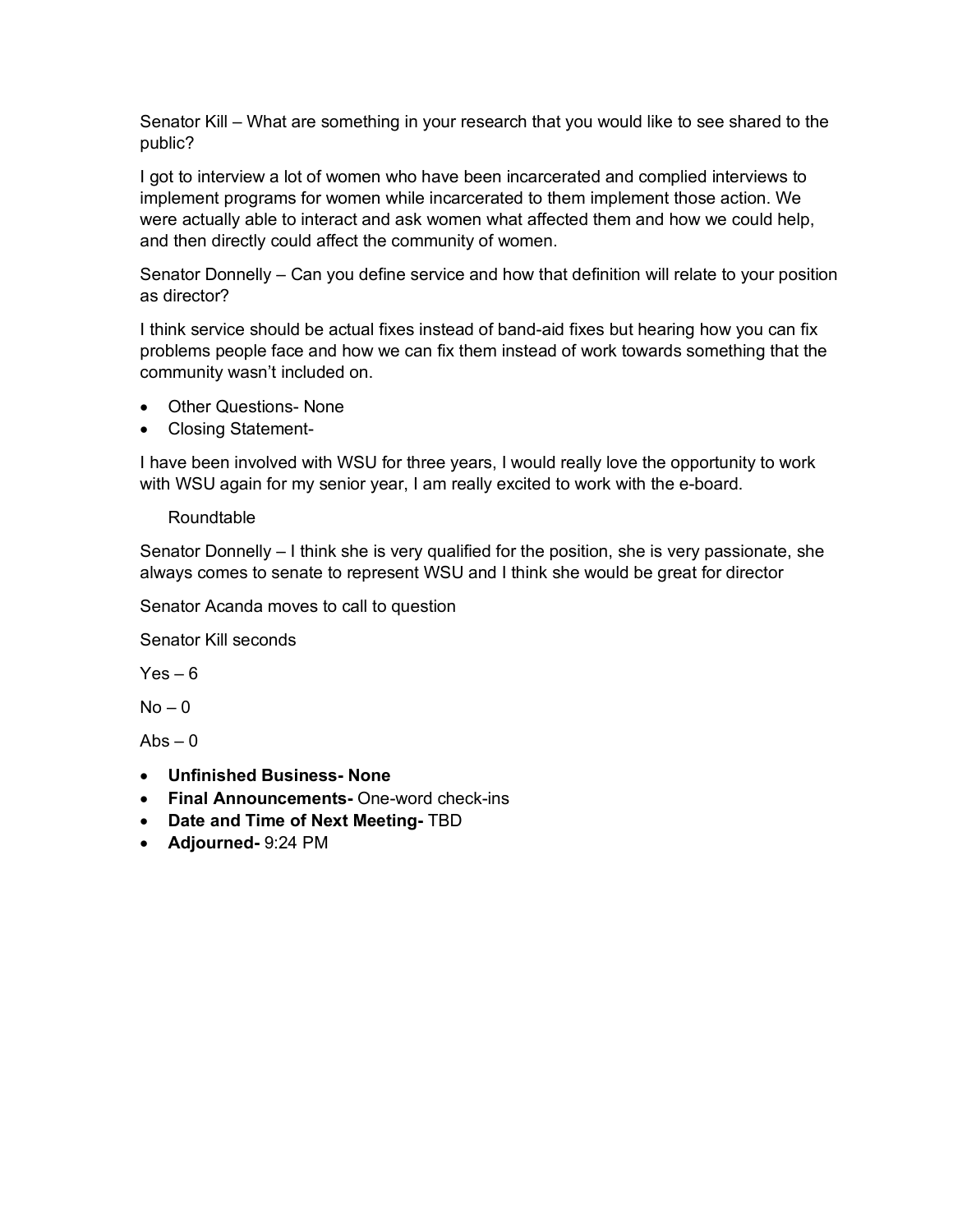Senator Kill – What are something in your research that you would like to see shared to the public?

I got to interview a lot of women who have been incarcerated and complied interviews to implement programs for women while incarcerated to them implement those action. We were actually able to interact and ask women what affected them and how we could help, and then directly could affect the community of women.

Senator Donnelly – Can you define service and how that definition will relate to your position as director?

I think service should be actual fixes instead of band-aid fixes but hearing how you can fix problems people face and how we can fix them instead of work towards something that the community wasn't included on.

- Other Questions- None
- Closing Statement-

I have been involved with WSU for three years, I would really love the opportunity to work with WSU again for my senior year, I am really excited to work with the e-board.

Roundtable

Senator Donnelly – I think she is very qualified for the position, she is very passionate, she always comes to senate to represent WSU and I think she would be great for director

Senator Acanda moves to call to question

Senator Kill seconds

Yes – 6

No – 0

Abs – 0

- **Unfinished Business- None**
- **Final Announcements-** One-word check-ins
- **Date and Time of Next Meeting-** TBD
- **Adjourned-** 9:24 PM